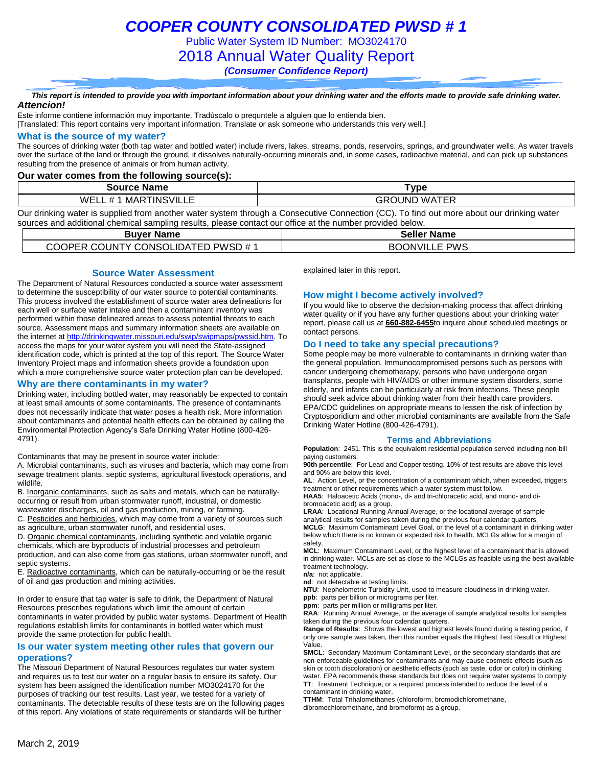# *COOPER COUNTY CONSOLIDATED PWSD # 1*

Public Water System ID Number: MO3024170

2018 Annual Water Quality Report

***(Consumer Confidence Report)***

***This report is intended to provide you with important information about your drinking water and the efforts made to provide safe drinking water.***

***Attencion!***

Este informe contiene información muy importante. Tradúscalo o prequntele a alguien que lo entienda bien.
[Translated: This report contains very important information. Translate or ask someone who understands this very well.]

## What is the source of my water?

The sources of drinking water (both tap water and bottled water) include rivers, lakes, streams, ponds, reservoirs, springs, and groundwater wells. As water travels over the surface of the land or through the ground, it dissolves naturally-occurring minerals and, in some cases, radioactive material, and can pick up substances resulting from the presence of animals or from human activity.

**Our water comes from the following source(s):**

| Source Name | Type |
|---|---|
| WELL # 1 MARTINSVILLE | GROUND WATER |

Our drinking water is supplied from another water system through a Consecutive Connection (CC). To find out more about our drinking water sources and additional chemical sampling results, please contact our office at the number provided below.

| Buyer Name | Seller Name |
|---|---|
| COOPER COUNTY CONSOLIDATED PWSD # 1 | BOONVILLE PWS |

### Source Water Assessment

The Department of Natural Resources conducted a source water assessment to determine the susceptibility of our water source to potential contaminants. This process involved the establishment of source water area delineations for each well or surface water intake and then a contaminant inventory was performed within those delineated areas to assess potential threats to each source. Assessment maps and summary information sheets are available on the internet at http://drinkingwater.missouri.edu/swip/swipmaps/pwssid.htm. To access the maps for your water system you will need the State-assigned identification code, which is printed at the top of this report. The Source Water Inventory Project maps and information sheets provide a foundation upon which a more comprehensive source water protection plan can be developed.

## Why are there contaminants in my water?

Drinking water, including bottled water, may reasonably be expected to contain at least small amounts of some contaminants. The presence of contaminants does not necessarily indicate that water poses a health risk. More information about contaminants and potential health effects can be obtained by calling the Environmental Protection Agency's Safe Drinking Water Hotline (800-426-4791).

Contaminants that may be present in source water include:

A. Microbial contaminants, such as viruses and bacteria, which may come from sewage treatment plants, septic systems, agricultural livestock operations, and wildlife.

B. Inorganic contaminants, such as salts and metals, which can be naturally-occurring or result from urban stormwater runoff, industrial, or domestic wastewater discharges, oil and gas production, mining, or farming.

C. Pesticides and herbicides, which may come from a variety of sources such as agriculture, urban stormwater runoff, and residential uses.

D. Organic chemical contaminants, including synthetic and volatile organic chemicals, which are byproducts of industrial processes and petroleum production, and can also come from gas stations, urban stormwater runoff, and septic systems.

E. Radioactive contaminants, which can be naturally-occurring or be the result of oil and gas production and mining activities.

In order to ensure that tap water is safe to drink, the Department of Natural Resources prescribes regulations which limit the amount of certain contaminants in water provided by public water systems. Department of Health regulations establish limits for contaminants in bottled water which must provide the same protection for public health.

## Is our water system meeting other rules that govern our operations?

The Missouri Department of Natural Resources regulates our water system and requires us to test our water on a regular basis to ensure its safety. Our system has been assigned the identification number MO3024170 for the purposes of tracking our test results. Last year, we tested for a variety of contaminants. The detectable results of these tests are on the following pages of this report. Any violations of state requirements or standards will be further explained later in this report.

## How might I become actively involved?

If you would like to observe the decision-making process that affect drinking water quality or if you have any further questions about your drinking water report, please call us at **660-882-6455**to inquire about scheduled meetings or contact persons.

## Do I need to take any special precautions?

Some people may be more vulnerable to contaminants in drinking water than the general population. Immunocompromised persons such as persons with cancer undergoing chemotherapy, persons who have undergone organ transplants, people with HIV/AIDS or other immune system disorders, some elderly, and infants can be particularly at risk from infections. These people should seek advice about drinking water from their health care providers. EPA/CDC guidelines on appropriate means to lessen the risk of infection by Cryptosporidium and other microbial contaminants are available from the Safe Drinking Water Hotline (800-426-4791).

### Terms and Abbreviations

**Population**: 2451. This is the equivalent residential population served including non-bill paying customers.

**90th percentile**: For Lead and Copper testing. 10% of test results are above this level and 90% are below this level.

**AL**: Action Level, or the concentration of a contaminant which, when exceeded, triggers treatment or other requirements which a water system must follow.

**HAA5**: Haloacetic Acids (mono-, di- and tri-chloracetic acid, and mono- and di-bromoacetic acid) as a group.

**LRAA**: Locational Running Annual Average, or the locational average of sample analytical results for samples taken during the previous four calendar quarters.

**MCLG**: Maximum Contaminant Level Goal, or the level of a contaminant in drinking water below which there is no known or expected risk to health. MCLGs allow for a margin of safety.

**MCL**: Maximum Contaminant Level, or the highest level of a contaminant that is allowed in drinking water. MCLs are set as close to the MCLGs as feasible using the best available treatment technology.

**n/a**: not applicable.

**nd**: not detectable at testing limits.

**NTU**: Nephelometric Turbidity Unit, used to measure cloudiness in drinking water.

**ppb**: parts per billion or micrograms per liter.

**ppm**: parts per million or milligrams per liter.

**RAA**: Running Annual Average, or the average of sample analytical results for samples taken during the previous four calendar quarters.

**Range of Results**: Shows the lowest and highest levels found during a testing period, if only one sample was taken, then this number equals the Highest Test Result or Highest Value.

**SMCL**: Secondary Maximum Contaminant Level, or the secondary standards that are non-enforceable guidelines for contaminants and may cause cosmetic effects (such as skin or tooth discoloration) or aesthetic effects (such as taste, odor or color) in drinking water. EPA recommends these standards but does not require water systems to comply

**TT**: Treatment Technique, or a required process intended to reduce the level of a contaminant in drinking water.

**TTHM**: Total Trihalomethanes (chloroform, bromodichloromethane, dibromochloromethane, and bromoform) as a group.

March 2, 2019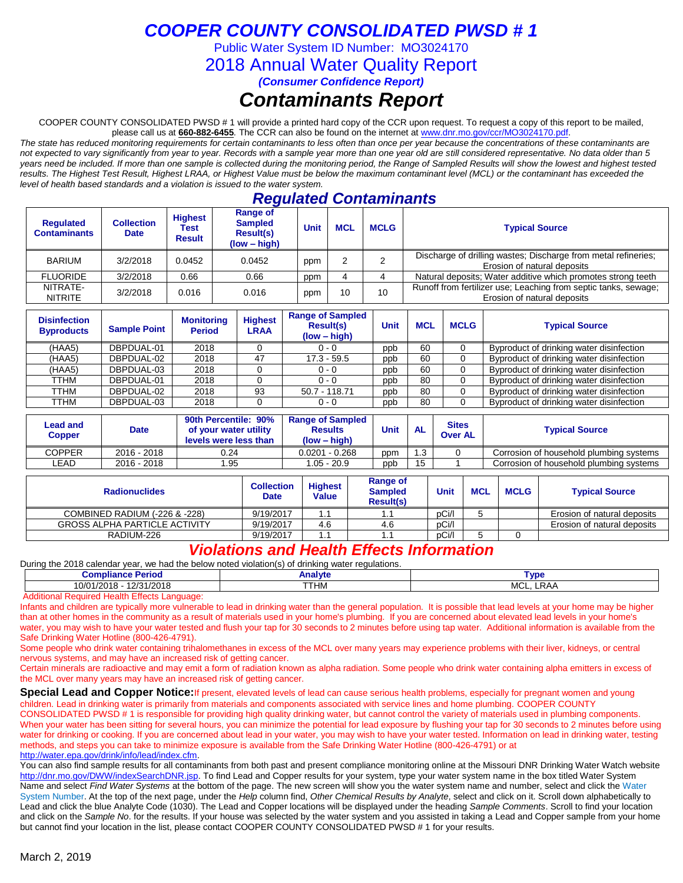# COOPER COUNTY CONSOLIDATED PWSD # 1

Public Water System ID Number: MO3024170

## 2018 Annual Water Quality Report

***(Consumer Confidence Report)***

# *Contaminants Report*

COOPER COUNTY CONSOLIDATED PWSD # 1 will provide a printed hard copy of the CCR upon request. To request a copy of this report to be mailed, please call us at **660-882-6455**. The CCR can also be found on the internet at www.dnr.mo.gov/ccr/MO3024170.pdf.

*The state has reduced monitoring requirements for certain contaminants to less often than once per year because the concentrations of these contaminants are not expected to vary significantly from year to year. Records with a sample year more than one year old are still considered representative. No data older than 5 years need be included. If more than one sample is collected during the monitoring period, the Range of Sampled Results will show the lowest and highest tested results. The Highest Test Result, Highest LRAA, or Highest Value must be below the maximum contaminant level (MCL) or the contaminant has exceeded the level of health based standards and a violation is issued to the water system.*

## *Regulated Contaminants*

| Regulated Contaminants | Collection Date | Highest Test Result | Range of Sampled Result(s) (low – high) | Unit | MCL | MCLG | Typical Source |
|---|---|---|---|---|---|---|---|
| BARIUM | 3/2/2018 | 0.0452 | 0.0452 | ppm | 2 | 2 | Discharge of drilling wastes; Discharge from metal refineries; Erosion of natural deposits |
| FLUORIDE | 3/2/2018 | 0.66 | 0.66 | ppm | 4 | 4 | Natural deposits; Water additive which promotes strong teeth |
| NITRATE-NITRITE | 3/2/2018 | 0.016 | 0.016 | ppm | 10 | 10 | Runoff from fertilizer use; Leaching from septic tanks, sewage; Erosion of natural deposits |

| Disinfection Byproducts | Sample Point | Monitoring Period | Highest LRAA | Range of Sampled Result(s) (low – high) | Unit | MCL | MCLG | Typical Source |
|---|---|---|---|---|---|---|---|---|
| (HAA5) | DBPDUAL-01 | 2018 | 0 | 0 - 0 | ppb | 60 | 0 | Byproduct of drinking water disinfection |
| (HAA5) | DBPDUAL-02 | 2018 | 47 | 17.3 - 59.5 | ppb | 60 | 0 | Byproduct of drinking water disinfection |
| (HAA5) | DBPDUAL-03 | 2018 | 0 | 0 - 0 | ppb | 60 | 0 | Byproduct of drinking water disinfection |
| TTHM | DBPDUAL-01 | 2018 | 0 | 0 - 0 | ppb | 80 | 0 | Byproduct of drinking water disinfection |
| TTHM | DBPDUAL-02 | 2018 | 93 | 50.7 - 118.71 | ppb | 80 | 0 | Byproduct of drinking water disinfection |
| TTHM | DBPDUAL-03 | 2018 | 0 | 0 - 0 | ppb | 80 | 0 | Byproduct of drinking water disinfection |

| Lead and Copper | Date | 90th Percentile: 90% of your water utility levels were less than | Range of Sampled Results (low – high) | Unit | AL | Sites Over AL | Typical Source |
|---|---|---|---|---|---|---|---|
| COPPER | 2016 - 2018 | 0.24 | 0.0201 - 0.268 | ppm | 1.3 | 0 | Corrosion of household plumbing systems |
| LEAD | 2016 - 2018 | 1.95 | 1.05 - 20.9 | ppb | 15 | 1 | Corrosion of household plumbing systems |

| Radionuclides | Collection Date | Highest Value | Range of Sampled Result(s) | Unit | MCL | MCLG | Typical Source |
|---|---|---|---|---|---|---|---|
| COMBINED RADIUM (-226 & -228) | 9/19/2017 | 1.1 | 1.1 | pCi/l | 5 | | Erosion of natural deposits |
| GROSS ALPHA PARTICLE ACTIVITY | 9/19/2017 | 4.6 | 4.6 | pCi/l | | | Erosion of natural deposits |
| RADIUM-226 | 9/19/2017 | 1.1 | 1.1 | pCi/l | 5 | 0 | |

## *Violations and Health Effects Information*

During the 2018 calendar year, we had the below noted violation(s) of drinking water regulations.

| Compliance Period | Analyte | Type |
|---|---|---|
| 10/01/2018 - 12/31/2018 | TTHM | MCL, LRAA |

Additional Required Health Effects Language:

Infants and children are typically more vulnerable to lead in drinking water than the general population. It is possible that lead levels at your home may be higher than at other homes in the community as a result of materials used in your home's plumbing. If you are concerned about elevated lead levels in your home's water, you may wish to have your water tested and flush your tap for 30 seconds to 2 minutes before using tap water. Additional information is available from the Safe Drinking Water Hotline (800-426-4791).

Some people who drink water containing trihalomethanes in excess of the MCL over many years may experience problems with their liver, kidneys, or central nervous systems, and may have an increased risk of getting cancer.

Certain minerals are radioactive and may emit a form of radiation known as alpha radiation. Some people who drink water containing alpha emitters in excess of the MCL over many years may have an increased risk of getting cancer.

**Special Lead and Copper Notice:** If present, elevated levels of lead can cause serious health problems, especially for pregnant women and young children. Lead in drinking water is primarily from materials and components associated with service lines and home plumbing. COOPER COUNTY CONSOLIDATED PWSD # 1 is responsible for providing high quality drinking water, but cannot control the variety of materials used in plumbing components. When your water has been sitting for several hours, you can minimize the potential for lead exposure by flushing your tap for 30 seconds to 2 minutes before using water for drinking or cooking. If you are concerned about lead in your water, you may wish to have your water tested. Information on lead in drinking water, testing methods, and steps you can take to minimize exposure is available from the Safe Drinking Water Hotline (800-426-4791) or at http://water.epa.gov/drink/info/lead/index.cfm.

You can also find sample results for all contaminants from both past and present compliance monitoring online at the Missouri DNR Drinking Water Watch website http://dnr.mo.gov/DWW/indexSearchDNR.jsp. To find Lead and Copper results for your system, type your water system name in the box titled Water System Name and select *Find Water Systems* at the bottom of the page. The new screen will show you the water system name and number, select and click the Water System Number. At the top of the next page, under the *Help* column find, *Other Chemical Results by Analyte*, select and click on it. Scroll down alphabetically to Lead and click the blue Analyte Code (1030). The Lead and Copper locations will be displayed under the heading *Sample Comments*. Scroll to find your location and click on the *Sample No*. for the results. If your house was selected by the water system and you assisted in taking a Lead and Copper sample from your home but cannot find your location in the list, please contact COOPER COUNTY CONSOLIDATED PWSD # 1 for your results.

March 2, 2019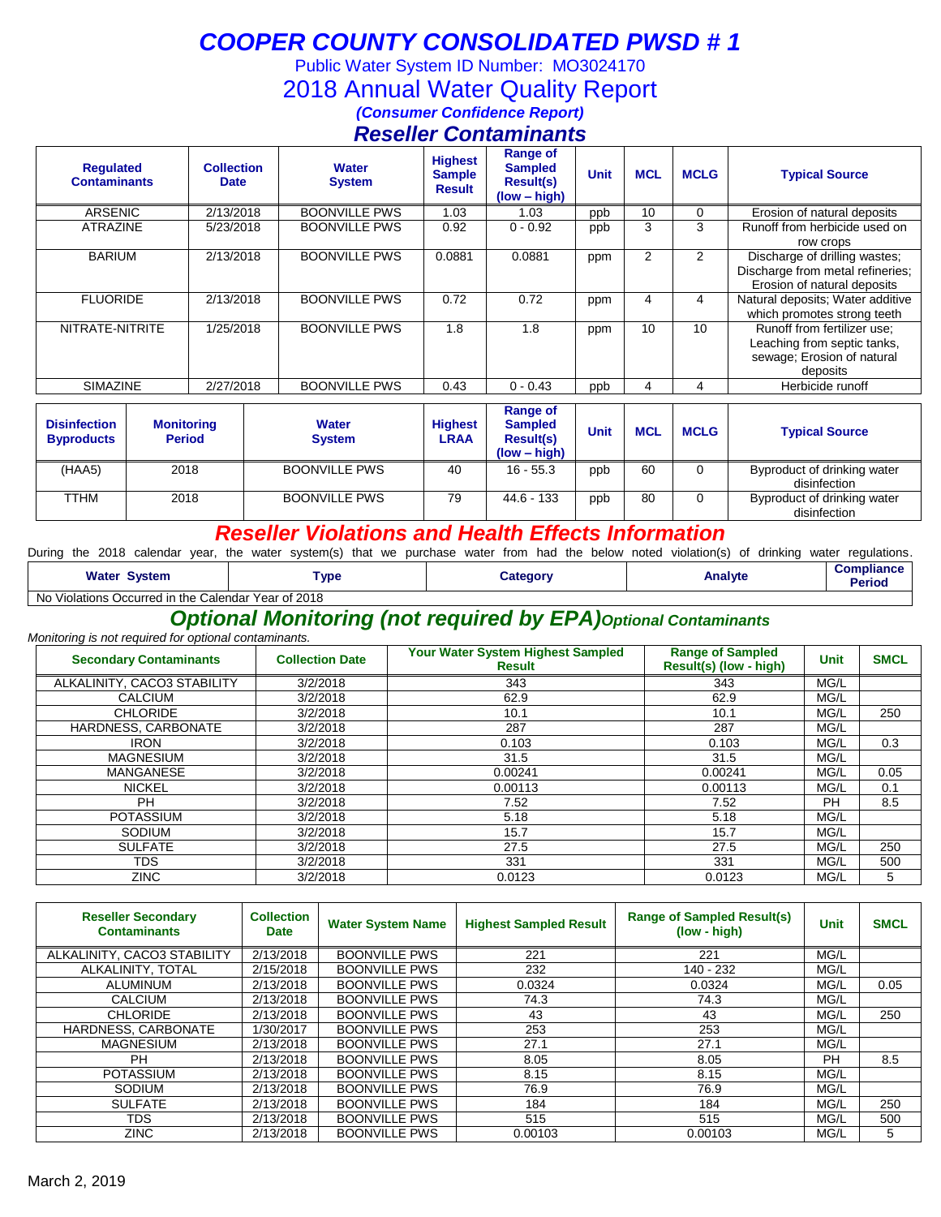# COOPER COUNTY CONSOLIDATED PWSD # 1

Public Water System ID Number: MO3024170

## 2018 Annual Water Quality Report

***(Consumer Confidence Report)***

## *Reseller Contaminants*

| Regulated Contaminants | Collection Date | Water System | Highest Sample Result | Range of Sampled Result(s) (low – high) | Unit | MCL | MCLG | Typical Source |
|---|---|---|---|---|---|---|---|---|
| ARSENIC | 2/13/2018 | BOONVILLE PWS | 1.03 | 1.03 | ppb | 10 | 0 | Erosion of natural deposits |
| ATRAZINE | 5/23/2018 | BOONVILLE PWS | 0.92 | 0 - 0.92 | ppb | 3 | 3 | Runoff from herbicide used on row crops |
| BARIUM | 2/13/2018 | BOONVILLE PWS | 0.0881 | 0.0881 | ppm | 2 | 2 | Discharge of drilling wastes; Discharge from metal refineries; Erosion of natural deposits |
| FLUORIDE | 2/13/2018 | BOONVILLE PWS | 0.72 | 0.72 | ppm | 4 | 4 | Natural deposits; Water additive which promotes strong teeth |
| NITRATE-NITRITE | 1/25/2018 | BOONVILLE PWS | 1.8 | 1.8 | ppm | 10 | 10 | Runoff from fertilizer use; Leaching from septic tanks, sewage; Erosion of natural deposits |
| SIMAZINE | 2/27/2018 | BOONVILLE PWS | 0.43 | 0 - 0.43 | ppb | 4 | 4 | Herbicide runoff |

| Disinfection Byproducts | Monitoring Period | Water System | Highest LRAA | Range of Sampled Result(s) (low – high) | Unit | MCL | MCLG | Typical Source |
|---|---|---|---|---|---|---|---|---|
| (HAA5) | 2018 | BOONVILLE PWS | 40 | 16 - 55.3 | ppb | 60 | 0 | Byproduct of drinking water disinfection |
| TTHM | 2018 | BOONVILLE PWS | 79 | 44.6 - 133 | ppb | 80 | 0 | Byproduct of drinking water disinfection |

## *Reseller Violations and Health Effects Information*

During the 2018 calendar year, the water system(s) that we purchase water from had the below noted violation(s) of drinking water regulations.

| Water System | Type | Category | Analyte | Compliance Period |
|---|---|---|---|---|
| No Violations Occurred in the Calendar Year of 2018 | | | | |

## *Optional Monitoring (not required by EPA) Optional Contaminants*

*Monitoring is not required for optional contaminants.*

| Secondary Contaminants | Collection Date | Your Water System Highest Sampled Result | Range of Sampled Result(s) (low - high) | Unit | SMCL |
|---|---|---|---|---|---|
| ALKALINITY, CACO3 STABILITY | 3/2/2018 | 343 | 343 | MG/L | |
| CALCIUM | 3/2/2018 | 62.9 | 62.9 | MG/L | |
| CHLORIDE | 3/2/2018 | 10.1 | 10.1 | MG/L | 250 |
| HARDNESS, CARBONATE | 3/2/2018 | 287 | 287 | MG/L | |
| IRON | 3/2/2018 | 0.103 | 0.103 | MG/L | 0.3 |
| MAGNESIUM | 3/2/2018 | 31.5 | 31.5 | MG/L | |
| MANGANESE | 3/2/2018 | 0.00241 | 0.00241 | MG/L | 0.05 |
| NICKEL | 3/2/2018 | 0.00113 | 0.00113 | MG/L | 0.1 |
| PH | 3/2/2018 | 7.52 | 7.52 | PH | 8.5 |
| POTASSIUM | 3/2/2018 | 5.18 | 5.18 | MG/L | |
| SODIUM | 3/2/2018 | 15.7 | 15.7 | MG/L | |
| SULFATE | 3/2/2018 | 27.5 | 27.5 | MG/L | 250 |
| TDS | 3/2/2018 | 331 | 331 | MG/L | 500 |
| ZINC | 3/2/2018 | 0.0123 | 0.0123 | MG/L | 5 |

| Reseller Secondary Contaminants | Collection Date | Water System Name | Highest Sampled Result | Range of Sampled Result(s) (low - high) | Unit | SMCL |
|---|---|---|---|---|---|---|
| ALKALINITY, CACO3 STABILITY | 2/13/2018 | BOONVILLE PWS | 221 | 221 | MG/L | |
| ALKALINITY, TOTAL | 2/15/2018 | BOONVILLE PWS | 232 | 140 - 232 | MG/L | |
| ALUMINUM | 2/13/2018 | BOONVILLE PWS | 0.0324 | 0.0324 | MG/L | 0.05 |
| CALCIUM | 2/13/2018 | BOONVILLE PWS | 74.3 | 74.3 | MG/L | |
| CHLORIDE | 2/13/2018 | BOONVILLE PWS | 43 | 43 | MG/L | 250 |
| HARDNESS, CARBONATE | 1/30/2017 | BOONVILLE PWS | 253 | 253 | MG/L | |
| MAGNESIUM | 2/13/2018 | BOONVILLE PWS | 27.1 | 27.1 | MG/L | |
| PH | 2/13/2018 | BOONVILLE PWS | 8.05 | 8.05 | PH | 8.5 |
| POTASSIUM | 2/13/2018 | BOONVILLE PWS | 8.15 | 8.15 | MG/L | |
| SODIUM | 2/13/2018 | BOONVILLE PWS | 76.9 | 76.9 | MG/L | |
| SULFATE | 2/13/2018 | BOONVILLE PWS | 184 | 184 | MG/L | 250 |
| TDS | 2/13/2018 | BOONVILLE PWS | 515 | 515 | MG/L | 500 |
| ZINC | 2/13/2018 | BOONVILLE PWS | 0.00103 | 0.00103 | MG/L | 5 |

March 2, 2019